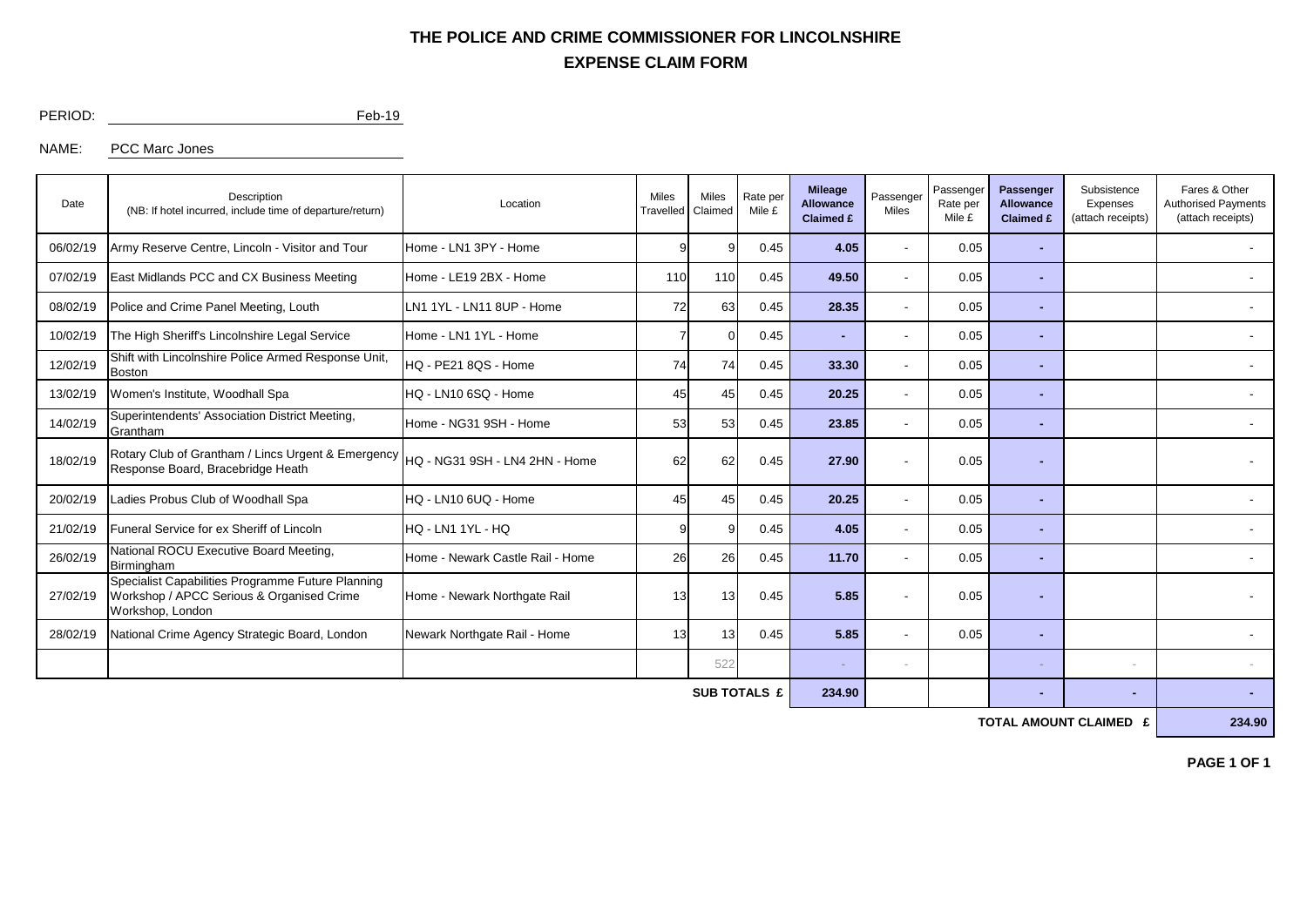# THE POLICE AND CRIME COMMISSIONER FOR LINCOLNSHIRE

## EXPENSE CLAIM FORM

PERIOD: Feb-19

NAME: PCC Marc Jones

| Date | Description (NB: If hotel incurred, include time of departure/return) | Location | Miles Travelled | Miles Claimed | Rate per Mile £ | **Mileage Allowance Claimed £** | Passenger Miles | Passenger Rate per Mile £ | **Passenger Allowance Claimed £** | Subsistence Expenses (attach receipts) | Fares & Other Authorised Payments (attach receipts) |
|---|---|---|---|---|---|---|---|---|---|---|---|
| 06/02/19 | Army Reserve Centre, Lincoln - Visitor and Tour | Home - LN1 3PY - Home | 9 | 9 | 0.45 | **4.05** | - | 0.05 | **-** | | - |
| 07/02/19 | East Midlands PCC and CX Business Meeting | Home - LE19 2BX - Home | 110 | 110 | 0.45 | **49.50** | - | 0.05 | **-** | | - |
| 08/02/19 | Police and Crime Panel Meeting, Louth | LN1 1YL - LN11 8UP - Home | 72 | 63 | 0.45 | **28.35** | - | 0.05 | **-** | | - |
| 10/02/19 | The High Sheriff's Lincolnshire Legal Service | Home - LN1 1YL - Home | 7 | 0 | 0.45 | **-** | - | 0.05 | **-** | | - |
| 12/02/19 | Shift with Lincolnshire Police Armed Response Unit, Boston | HQ - PE21 8QS - Home | 74 | 74 | 0.45 | **33.30** | - | 0.05 | **-** | | - |
| 13/02/19 | Women's Institute, Woodhall Spa | HQ - LN10 6SQ - Home | 45 | 45 | 0.45 | **20.25** | - | 0.05 | **-** | | - |
| 14/02/19 | Superintendents' Association District Meeting, Grantham | Home - NG31 9SH - Home | 53 | 53 | 0.45 | **23.85** | - | 0.05 | **-** | | - |
| 18/02/19 | Rotary Club of Grantham / Lincs Urgent & Emergency Response Board, Bracebridge Heath | HQ - NG31 9SH - LN4 2HN - Home | 62 | 62 | 0.45 | **27.90** | - | 0.05 | **-** | | - |
| 20/02/19 | Ladies Probus Club of Woodhall Spa | HQ - LN10 6UQ - Home | 45 | 45 | 0.45 | **20.25** | - | 0.05 | **-** | | - |
| 21/02/19 | Funeral Service for ex Sheriff of Lincoln | HQ - LN1 1YL - HQ | 9 | 9 | 0.45 | **4.05** | - | 0.05 | **-** | | - |
| 26/02/19 | National ROCU Executive Board Meeting, Birmingham | Home - Newark Castle Rail - Home | 26 | 26 | 0.45 | **11.70** | - | 0.05 | **-** | | - |
| 27/02/19 | Specialist Capabilities Programme Future Planning Workshop / APCC Serious & Organised Crime Workshop, London | Home - Newark Northgate Rail | 13 | 13 | 0.45 | **5.85** | - | 0.05 | **-** | | - |
| 28/02/19 | National Crime Agency Strategic Board, London | Newark Northgate Rail - Home | 13 | 13 | 0.45 | **5.85** | - | 0.05 | **-** | | - |
| | | | | 522 | | - | - | | - | - | - |
| | | | | | **SUB TOTALS £** | **234.90** | | | **-** | **-** | **-** |
| | | | | | | | | | | **TOTAL AMOUNT CLAIMED £** | **234.90** |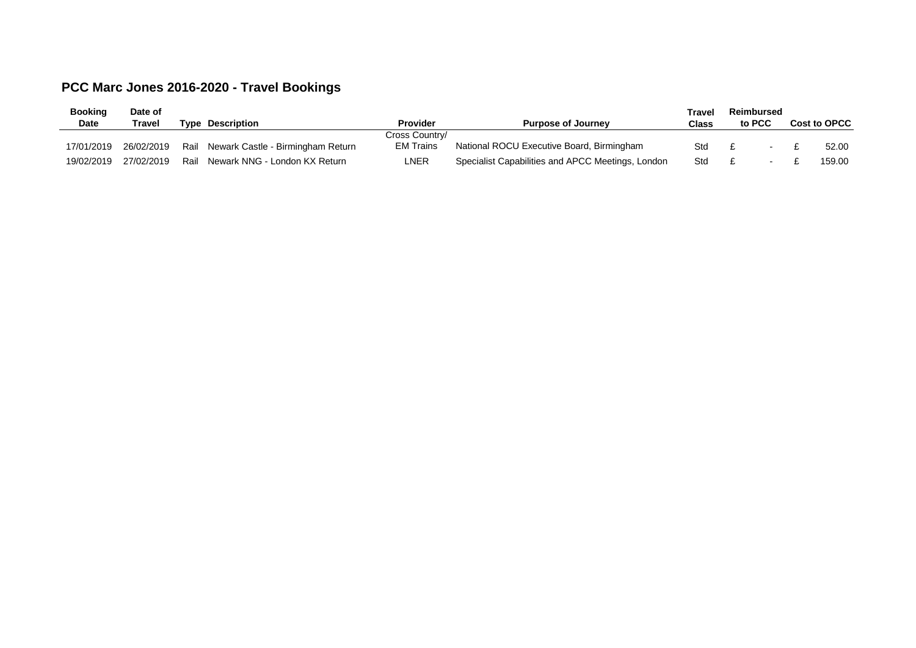## PCC Marc Jones 2016-2020 - Travel Bookings

| Booking Date | Date of Travel | Type | Description | Provider | Purpose of Journey | Travel Class | Reimbursed to PCC | Cost to OPCC |
|---|---|---|---|---|---|---|---|---|
| 17/01/2019 | 26/02/2019 | Rail | Newark Castle - Birmingham Return | Cross Country/ EM Trains | National ROCU Executive Board, Birmingham | Std | £ - | £ 52.00 |
| 19/02/2019 | 27/02/2019 | Rail | Newark NNG - London KX Return | LNER | Specialist Capabilities and APCC Meetings, London | Std | £ - | £ 159.00 |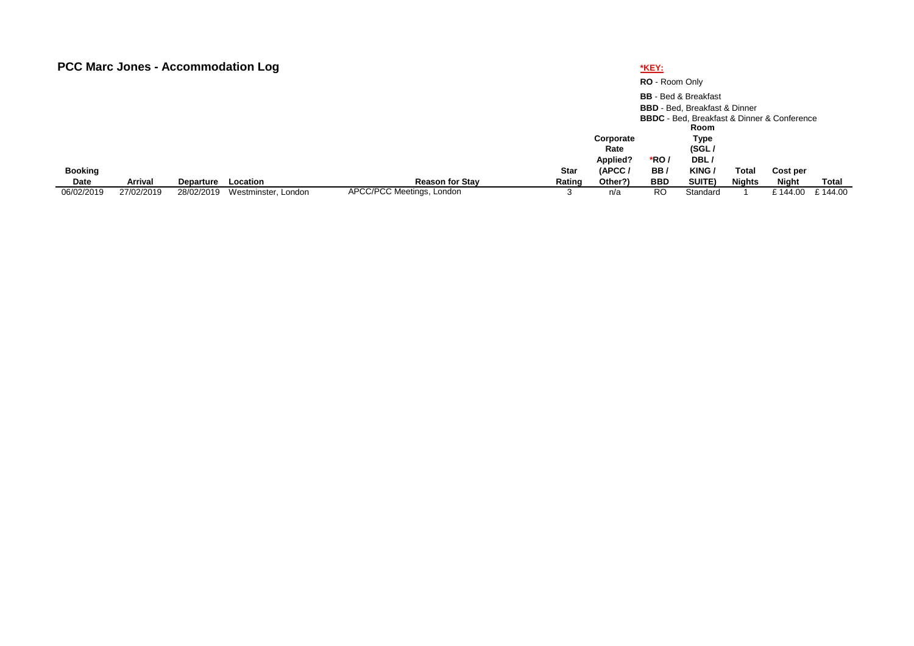# PCC Marc Jones - Accommodation Log

**\*KEY:**

**RO** - Room Only

**BB** - Bed & Breakfast

**BBD** - Bed, Breakfast & Dinner

**BBDC** - Bed, Breakfast & Dinner & Conference

| Booking Date | Arrival | Departure | Location | Reason for Stay | Star Rating | Corporate Rate Applied? (APCC / Other?) | *RO / BB / BBD | Room Type (SGL / DBL / KING / SUITE) | Total Nights | Cost per Night | Total |
|---|---|---|---|---|---|---|---|---|---|---|---|
| 06/02/2019 | 27/02/2019 | 28/02/2019 | Westminster, London | APCC/PCC Meetings, London | 3 | n/a | RO | Standard | 1 | £ 144.00 | £ 144.00 |